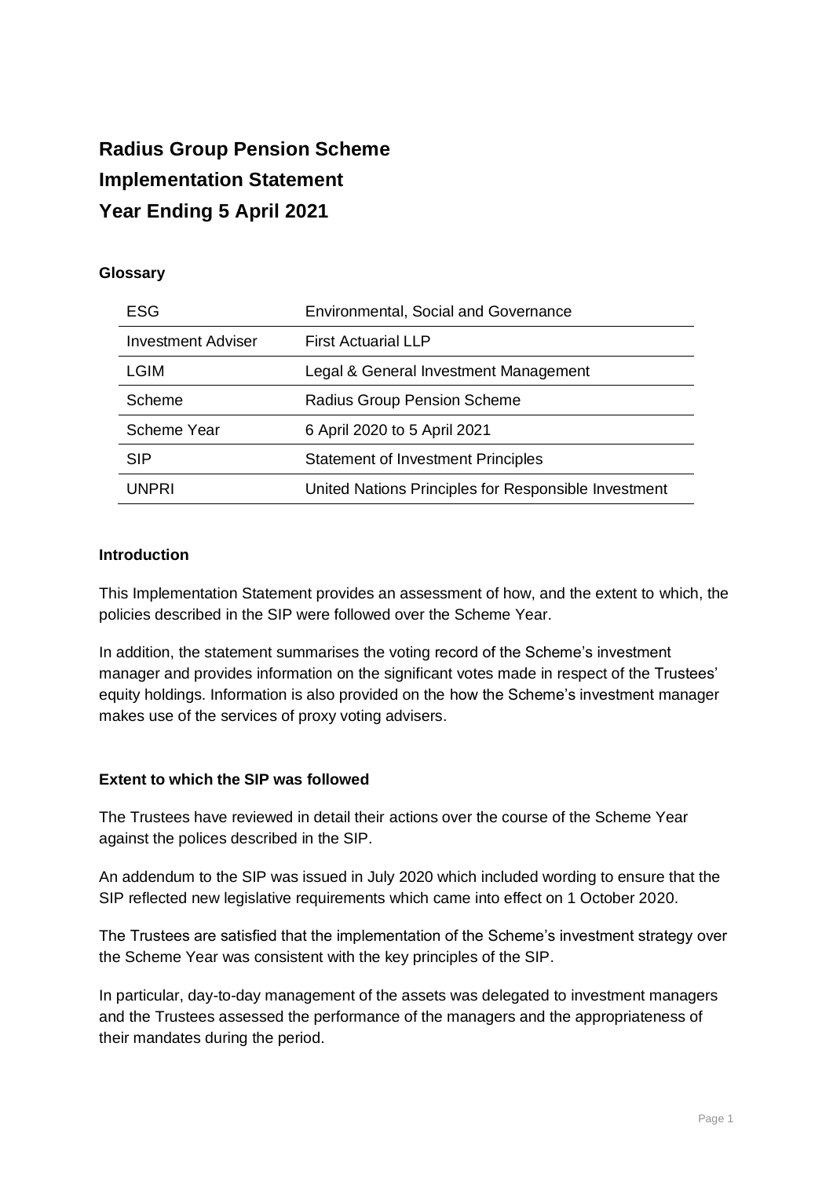# Radius Group Pension Scheme
# Implementation Statement
# Year Ending 5 April 2021

**Glossary**

| | |
|---|---|
| ESG | Environmental, Social and Governance |
| Investment Adviser | First Actuarial LLP |
| LGIM | Legal & General Investment Management |
| Scheme | Radius Group Pension Scheme |
| Scheme Year | 6 April 2020 to 5 April 2021 |
| SIP | Statement of Investment Principles |
| UNPRI | United Nations Principles for Responsible Investment |

**Introduction**

This Implementation Statement provides an assessment of how, and the extent to which, the policies described in the SIP were followed over the Scheme Year.

In addition, the statement summarises the voting record of the Scheme's investment manager and provides information on the significant votes made in respect of the Trustees' equity holdings. Information is also provided on the how the Scheme's investment manager makes use of the services of proxy voting advisers.

**Extent to which the SIP was followed**

The Trustees have reviewed in detail their actions over the course of the Scheme Year against the polices described in the SIP.

An addendum to the SIP was issued in July 2020 which included wording to ensure that the SIP reflected new legislative requirements which came into effect on 1 October 2020.

The Trustees are satisfied that the implementation of the Scheme's investment strategy over the Scheme Year was consistent with the key principles of the SIP.

In particular, day-to-day management of the assets was delegated to investment managers and the Trustees assessed the performance of the managers and the appropriateness of their mandates during the period.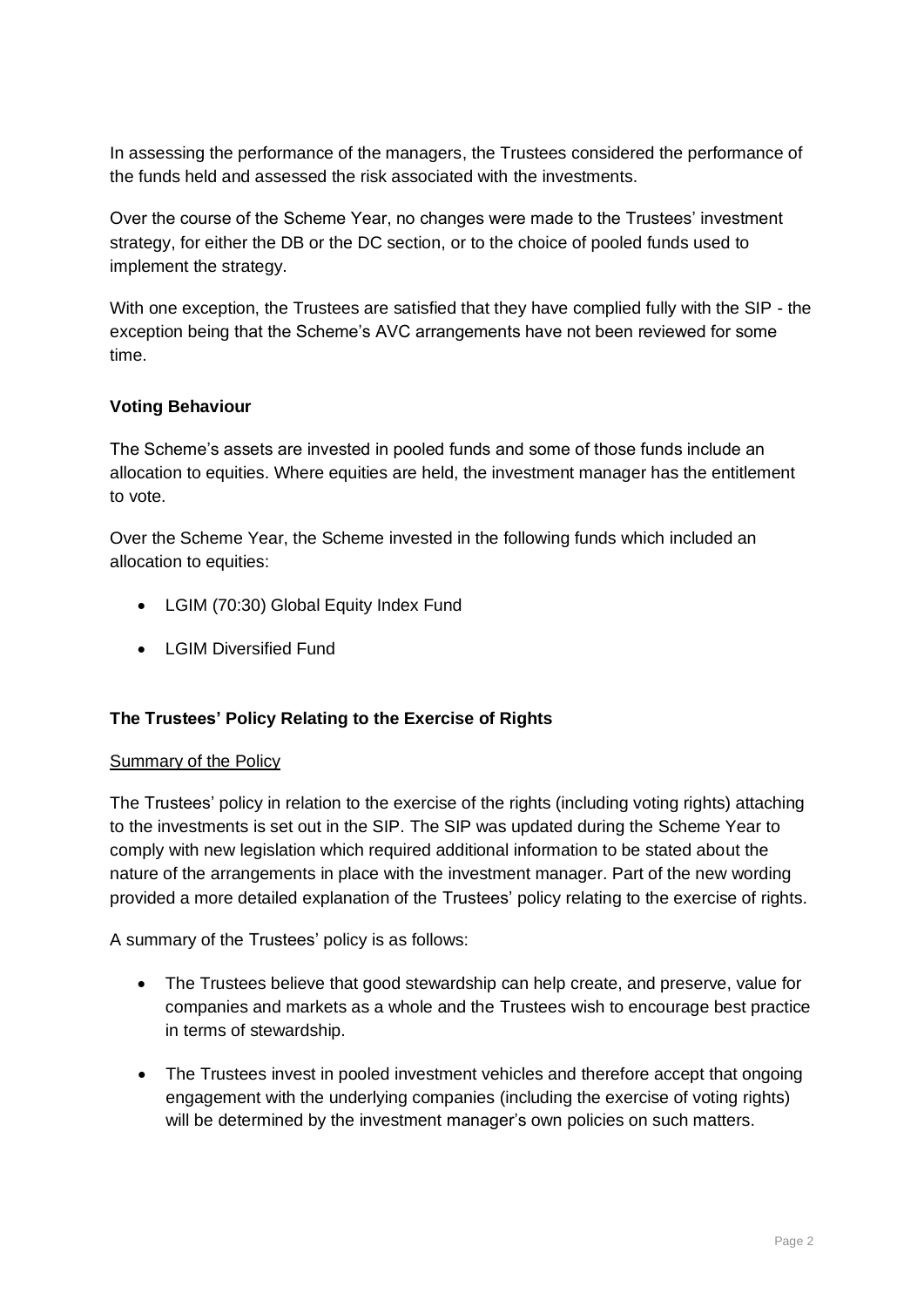In assessing the performance of the managers, the Trustees considered the performance of the funds held and assessed the risk associated with the investments.

Over the course of the Scheme Year, no changes were made to the Trustees' investment strategy, for either the DB or the DC section, or to the choice of pooled funds used to implement the strategy.

With one exception, the Trustees are satisfied that they have complied fully with the SIP - the exception being that the Scheme's AVC arrangements have not been reviewed for some time.

**Voting Behaviour**

The Scheme's assets are invested in pooled funds and some of those funds include an allocation to equities. Where equities are held, the investment manager has the entitlement to vote.

Over the Scheme Year, the Scheme invested in the following funds which included an allocation to equities:

- LGIM (70:30) Global Equity Index Fund
- LGIM Diversified Fund

**The Trustees' Policy Relating to the Exercise of Rights**

<u>Summary of the Policy</u>

The Trustees' policy in relation to the exercise of the rights (including voting rights) attaching to the investments is set out in the SIP. The SIP was updated during the Scheme Year to comply with new legislation which required additional information to be stated about the nature of the arrangements in place with the investment manager. Part of the new wording provided a more detailed explanation of the Trustees' policy relating to the exercise of rights.

A summary of the Trustees' policy is as follows:

- The Trustees believe that good stewardship can help create, and preserve, value for companies and markets as a whole and the Trustees wish to encourage best practice in terms of stewardship.
- The Trustees invest in pooled investment vehicles and therefore accept that ongoing engagement with the underlying companies (including the exercise of voting rights) will be determined by the investment manager's own policies on such matters.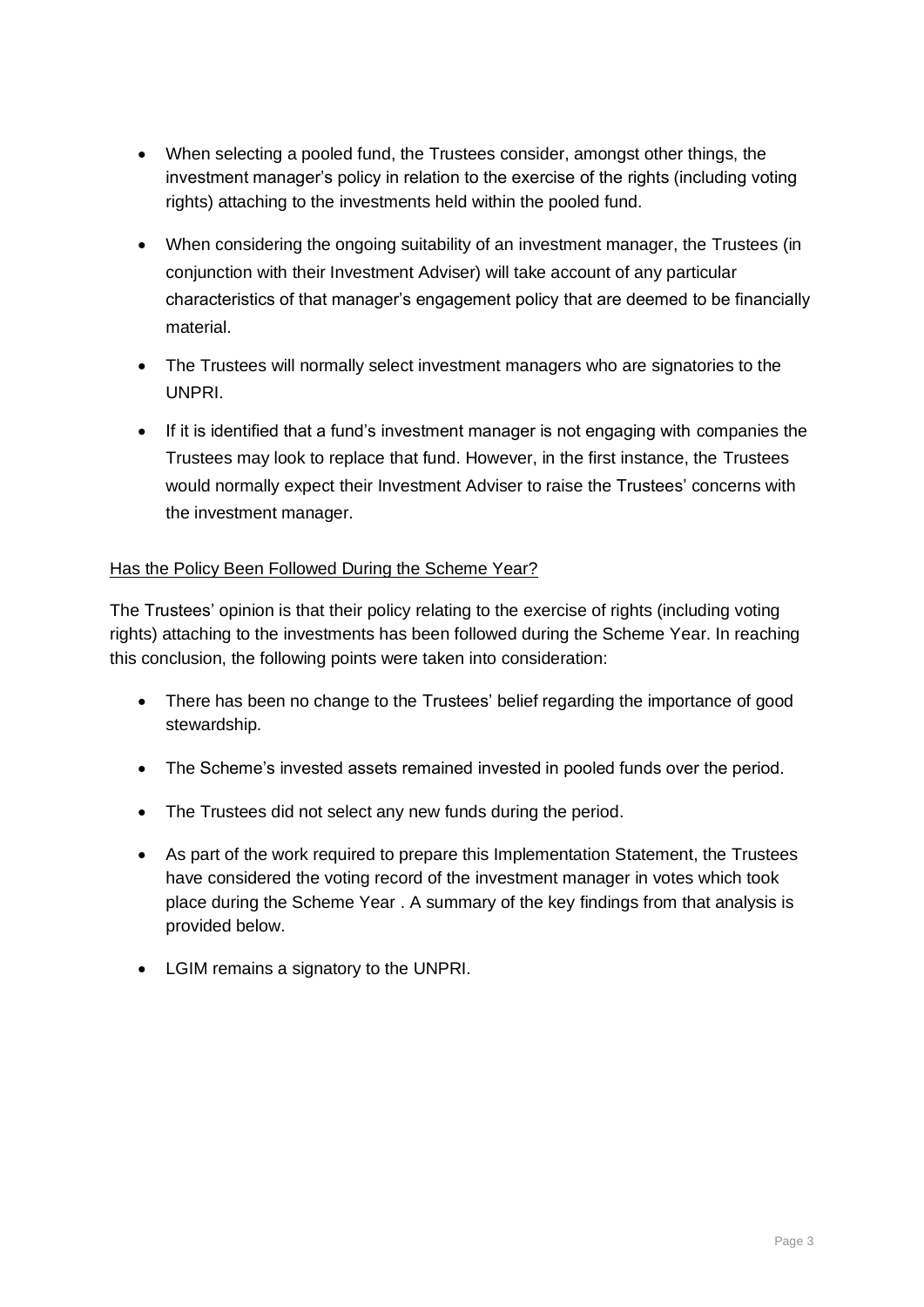- When selecting a pooled fund, the Trustees consider, amongst other things, the investment manager's policy in relation to the exercise of the rights (including voting rights) attaching to the investments held within the pooled fund.
- When considering the ongoing suitability of an investment manager, the Trustees (in conjunction with their Investment Adviser) will take account of any particular characteristics of that manager's engagement policy that are deemed to be financially material.
- The Trustees will normally select investment managers who are signatories to the UNPRI.
- If it is identified that a fund's investment manager is not engaging with companies the Trustees may look to replace that fund. However, in the first instance, the Trustees would normally expect their Investment Adviser to raise the Trustees' concerns with the investment manager.

<u>Has the Policy Been Followed During the Scheme Year?</u>

The Trustees' opinion is that their policy relating to the exercise of rights (including voting rights) attaching to the investments has been followed during the Scheme Year. In reaching this conclusion, the following points were taken into consideration:

- There has been no change to the Trustees' belief regarding the importance of good stewardship.
- The Scheme's invested assets remained invested in pooled funds over the period.
- The Trustees did not select any new funds during the period.
- As part of the work required to prepare this Implementation Statement, the Trustees have considered the voting record of the investment manager in votes which took place during the Scheme Year . A summary of the key findings from that analysis is provided below.
- LGIM remains a signatory to the UNPRI.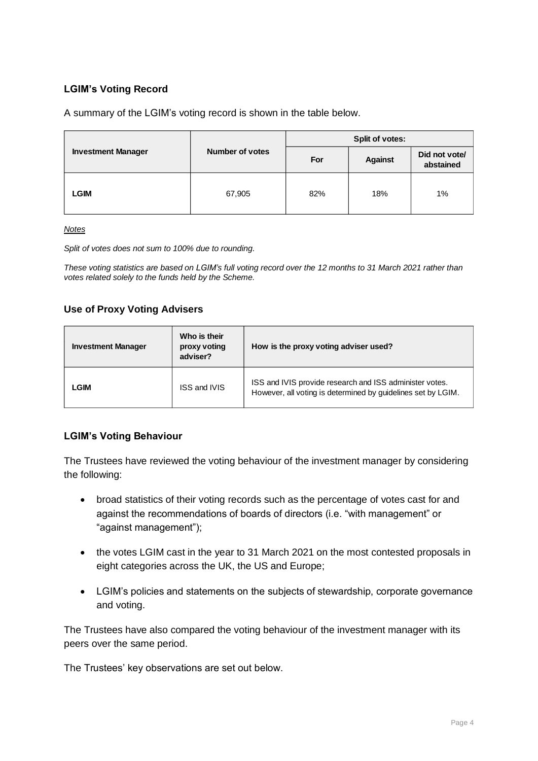### LGIM's Voting Record

A summary of the LGIM's voting record is shown in the table below.

| Investment Manager | Number of votes | Split of votes: | | |
|---|---|---|---|---|
| | | For | Against | Did not vote/ abstained |
| **LGIM** | 67,905 | 82% | 18% | 1% |

*Notes*

*Split of votes does not sum to 100% due to rounding.*

*These voting statistics are based on LGIM's full voting record over the 12 months to 31 March 2021 rather than votes related solely to the funds held by the Scheme.*

### Use of Proxy Voting Advisers

| Investment Manager | Who is their proxy voting adviser? | How is the proxy voting adviser used? |
|---|---|---|
| **LGIM** | ISS and IVIS | ISS and IVIS provide research and ISS administer votes. However, all voting is determined by guidelines set by LGIM. |

### LGIM's Voting Behaviour

The Trustees have reviewed the voting behaviour of the investment manager by considering the following:

- broad statistics of their voting records such as the percentage of votes cast for and against the recommendations of boards of directors (i.e. "with management" or "against management");
- the votes LGIM cast in the year to 31 March 2021 on the most contested proposals in eight categories across the UK, the US and Europe;
- LGIM's policies and statements on the subjects of stewardship, corporate governance and voting.

The Trustees have also compared the voting behaviour of the investment manager with its peers over the same period.

The Trustees' key observations are set out below.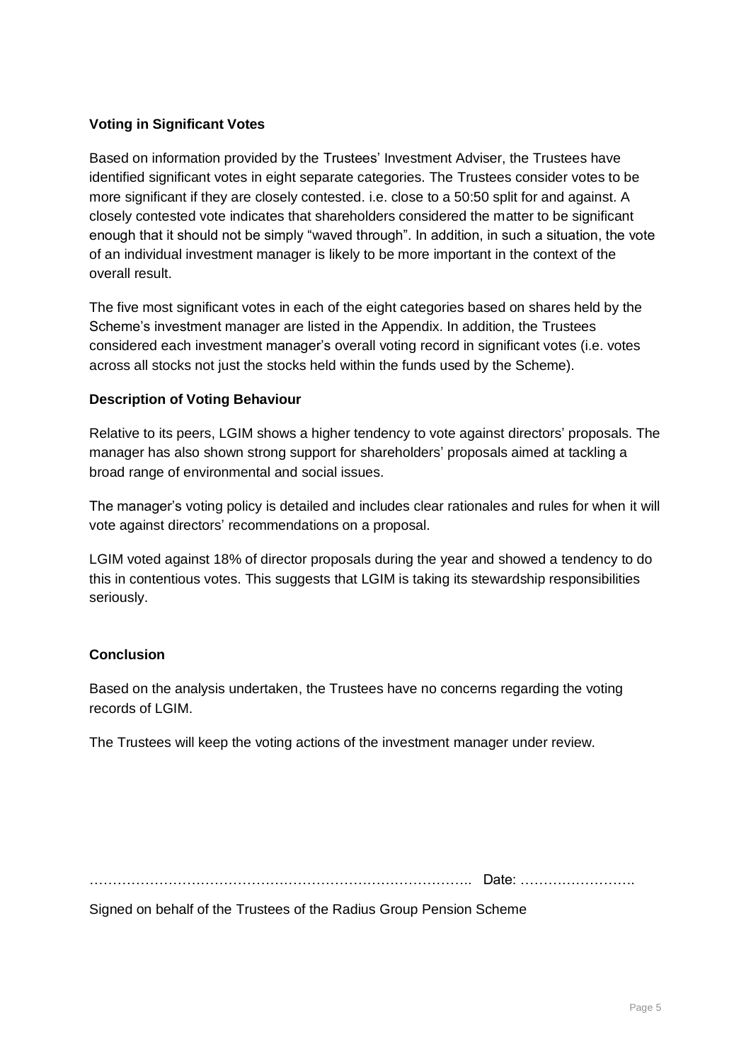**Voting in Significant Votes**

Based on information provided by the Trustees' Investment Adviser, the Trustees have identified significant votes in eight separate categories. The Trustees consider votes to be more significant if they are closely contested. i.e. close to a 50:50 split for and against. A closely contested vote indicates that shareholders considered the matter to be significant enough that it should not be simply "waved through". In addition, in such a situation, the vote of an individual investment manager is likely to be more important in the context of the overall result.

The five most significant votes in each of the eight categories based on shares held by the Scheme's investment manager are listed in the Appendix. In addition, the Trustees considered each investment manager's overall voting record in significant votes (i.e. votes across all stocks not just the stocks held within the funds used by the Scheme).

**Description of Voting Behaviour**

Relative to its peers, LGIM shows a higher tendency to vote against directors' proposals. The manager has also shown strong support for shareholders' proposals aimed at tackling a broad range of environmental and social issues.

The manager's voting policy is detailed and includes clear rationales and rules for when it will vote against directors' recommendations on a proposal.

LGIM voted against 18% of director proposals during the year and showed a tendency to do this in contentious votes. This suggests that LGIM is taking its stewardship responsibilities seriously.

**Conclusion**

Based on the analysis undertaken, the Trustees have no concerns regarding the voting records of LGIM.

The Trustees will keep the voting actions of the investment manager under review.

………………………………………………………………………….. Date: …………………….

Signed on behalf of the Trustees of the Radius Group Pension Scheme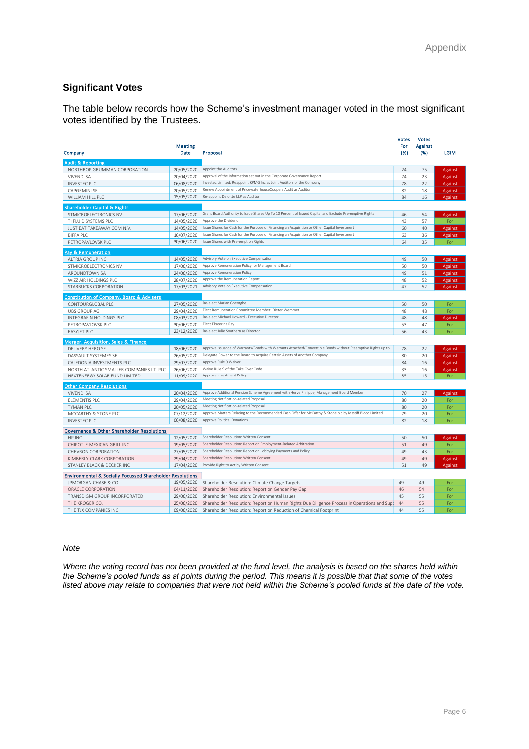## Significant Votes

The table below records how the Scheme's investment manager voted in the most significant votes identified by the Trustees.

| Company | Meeting Date | Proposal | Votes For (%) | Votes Against (%) | LGIM |
|---|---|---|---|---|---|
| **Audit & Reporting** | | | | | |
| NORTHROP GRUMMAN CORPORATION | 20/05/2020 | Appoint the Auditors | 24 | 75 | Against |
| VIVENDI SA | 20/04/2020 | Approval of the information set out in the Corporate Governance Report | 74 | 23 | Against |
| INVESTEC PLC | 06/08/2020 | Investec Limited: Reappoint KPMG Inc as Joint Auditors of the Company | 78 | 22 | Against |
| CAPGEMINI SE | 20/05/2020 | Renew Appointment of PricewaterhouseCoopers Audit as Auditor | 82 | 18 | Against |
| WILLIAM HILL PLC | 15/05/2020 | Re-appoint Deloitte LLP as Auditor | 84 | 16 | Against |
| **Shareholder Capital & Rights** | | | | | |
| STMICROELECTRONICS NV | 17/06/2020 | Grant Board Authority to Issue Shares Up To 10 Percent of Issued Capital and Exclude Pre-emptive Rights | 46 | 54 | Against |
| TI FLUID SYSTEMS PLC | 14/05/2020 | Approve the Dividend | 43 | 57 | For |
| JUST EAT TAKEAWAY.COM N.V. | 14/05/2020 | Issue Shares for Cash for the Purpose of Financing an Acquisition or Other Capital Investment | 60 | 40 | Against |
| BIFFA PLC | 16/07/2020 | Issue Shares for Cash for the Purpose of Financing an Acquisition or Other Capital Investment | 63 | 36 | Against |
| PETROPAVLOVSK PLC | 30/06/2020 | Issue Shares with Pre-emption Rights | 64 | 35 | For |
| **Pay & Remuneration** | | | | | |
| ALTRIA GROUP INC. | 14/05/2020 | Advisory Vote on Executive Compensation | 49 | 50 | Against |
| STMICROELECTRONICS NV | 17/06/2020 | Approve Remuneration Policy for Management Board | 50 | 50 | Against |
| AROUNDTOWN SA | 24/06/2020 | Approve Remuneration Policy | 49 | 51 | Against |
| WIZZ AIR HOLDINGS PLC | 28/07/2020 | Approve the Remuneration Report | 48 | 52 | Against |
| STARBUCKS CORPORATION | 17/03/2021 | Advisory Vote on Executive Compensation | 47 | 52 | Against |
| **Constitution of Company, Board & Advisers** | | | | | |
| CONTOURGLOBAL PLC | 27/05/2020 | Re-elect Marian Gheorghe | 50 | 50 | For |
| UBS GROUP AG | 29/04/2020 | Elect Remuneration Committee Member: Dieter Wemmer | 48 | 48 | For |
| INTEGRAFIN HOLDINGS PLC | 08/03/2021 | Re-elect Michael Howard - Executive Director | 48 | 48 | Against |
| PETROPAVLOVSK PLC | 30/06/2020 | Elect Ekaterina Ray | 53 | 47 | For |
| EASYJET PLC | 23/12/2020 | Re-elect Julie Southern as Director | 56 | 43 | For |
| **Merger, Acquisition, Sales & Finance** | | | | | |
| DELIVERY HERO SE | 18/06/2020 | Approve Issuance of Warrants/Bonds with Warrants Attached/Convertible Bonds without Preemptive Rights up to | 78 | 22 | Against |
| DASSAULT SYSTEMES SE | 26/05/2020 | Delegate Power to the Board to Acquire Certain Assets of Another Company | 80 | 20 | Against |
| CALEDONIA INVESTMENTS PLC | 29/07/2020 | Approve Rule 9 Waiver | 84 | 16 | Against |
| NORTH ATLANTIC SMALLER COMPANIES I.T. PLC | 26/06/2020 | Waive Rule 9 of the Take Over Code | 33 | 16 | Against |
| NEXTENERGY SOLAR FUND LIMITED | 11/09/2020 | Approve Investment Policy | 85 | 15 | For |
| **Other Company Resolutions** | | | | | |
| VIVENDI SA | 20/04/2020 | Approve Additional Pension Scheme Agreement with Herve Philippe, Management Board Member | 70 | 27 | Against |
| ELEMENTIS PLC | 29/04/2020 | Meeting Notification-related Proposal | 80 | 20 | For |
| TYMAN PLC | 20/05/2020 | Meeting Notification-related Proposal | 80 | 20 | For |
| MCCARTHY & STONE PLC | 07/12/2020 | Approve Matters Relating to the Recommended Cash Offer for McCarthy & Stone plc by Mastiff Bidco Limited | 79 | 20 | For |
| INVESTEC PLC | 06/08/2020 | Approve Political Donations | 82 | 18 | For |
| **Governance & Other Shareholder Resolutions** | | | | | |
| HP INC | 12/05/2020 | Shareholder Resolution: Written Consent | 50 | 50 | Against |
| CHIPOTLE MEXICAN GRILL INC | 19/05/2020 | Shareholder Resolution: Report on Employment-Related Arbitration | 51 | 49 | For |
| CHEVRON CORPORATION | 27/05/2020 | Shareholder Resolution: Report on Lobbying Payments and Policy | 49 | 43 | For |
| KIMBERLY-CLARK CORPORATION | 29/04/2020 | Shareholder Resolution: Written Consent | 49 | 49 | Against |
| STANLEY BLACK & DECKER INC | 17/04/2020 | Provide Right to Act by Written Consent | 51 | 49 | Against |
| **Environmental & Socially Focussed Shareholder Resolutions** | | | | | |
| JPMORGAN CHASE & CO. | 19/05/2020 | Shareholder Resolution: Climate Change Targets | 49 | 49 | For |
| ORACLE CORPORATION | 04/11/2020 | Shareholder Resolution: Report on Gender Pay Gap | 46 | 54 | For |
| TRANSDIGM GROUP INCORPORATED | 29/06/2020 | Shareholder Resolution: Environmental Issues | 45 | 55 | For |
| THE KROGER CO. | 25/06/2020 | Shareholder Resolution: Report on Human Rights Due Diligence Process in Operations and Supp | 44 | 55 | For |
| THE TJX COMPANIES INC. | 09/06/2020 | Shareholder Resolution: Report on Reduction of Chemical Footprint | 44 | 55 | For |

*Note*

*Where the voting record has not been provided at the fund level, the analysis is based on the shares held within the Scheme's pooled funds as at points during the period. This means it is possible that that some of the votes listed above may relate to companies that were not held within the Scheme's pooled funds at the date of the vote.*